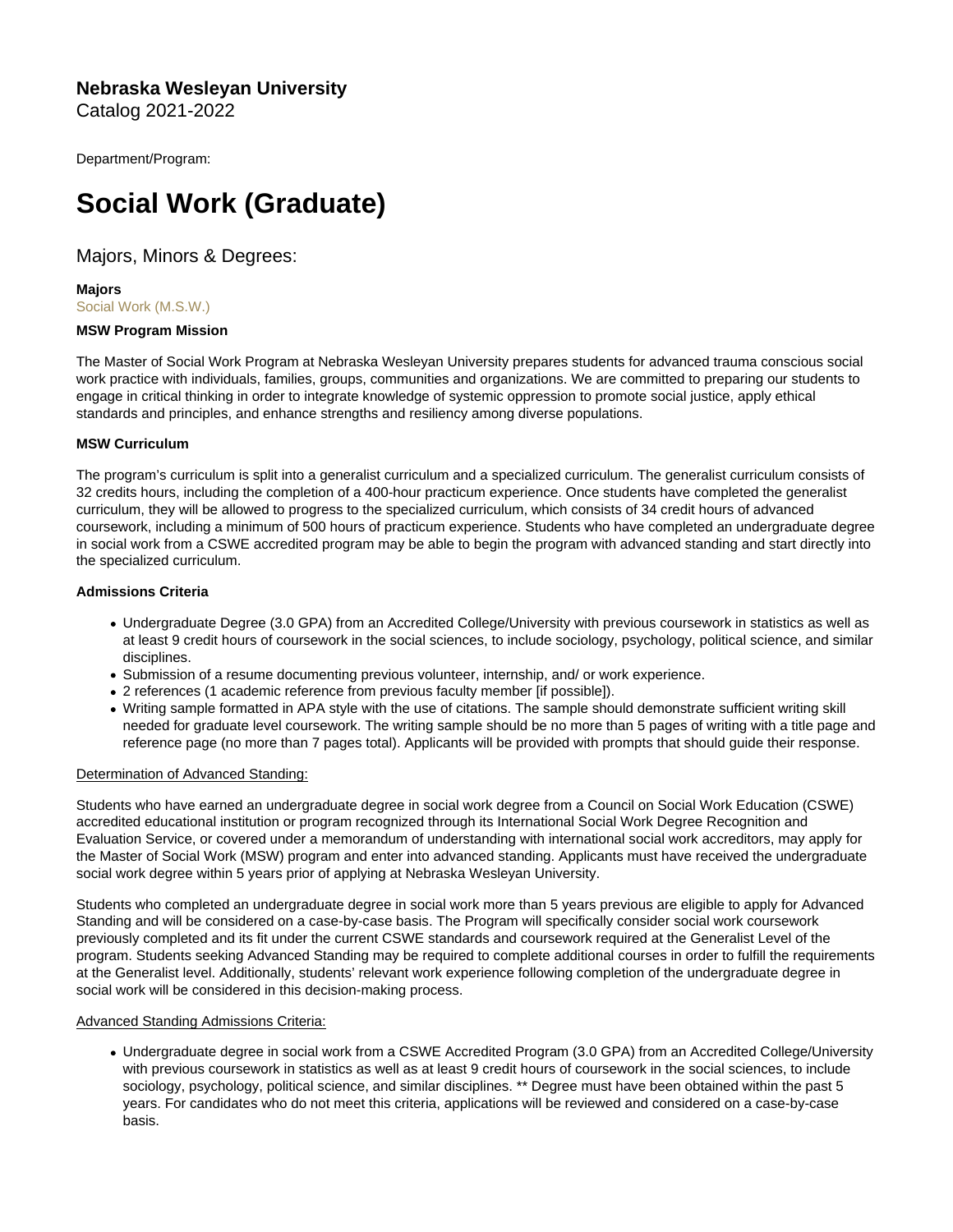**Nebraska Wesleyan University**
Catalog 2021-2022

Department/Program:

# Social Work (Graduate)

## Majors, Minors & Degrees:

**Majors**
Social Work (M.S.W.)

**MSW Program Mission**

The Master of Social Work Program at Nebraska Wesleyan University prepares students for advanced trauma conscious social work practice with individuals, families, groups, communities and organizations. We are committed to preparing our students to engage in critical thinking in order to integrate knowledge of systemic oppression to promote social justice, apply ethical standards and principles, and enhance strengths and resiliency among diverse populations.

**MSW Curriculum**

The program's curriculum is split into a generalist curriculum and a specialized curriculum. The generalist curriculum consists of 32 credits hours, including the completion of a 400-hour practicum experience. Once students have completed the generalist curriculum, they will be allowed to progress to the specialized curriculum, which consists of 34 credit hours of advanced coursework, including a minimum of 500 hours of practicum experience. Students who have completed an undergraduate degree in social work from a CSWE accredited program may be able to begin the program with advanced standing and start directly into the specialized curriculum.

**Admissions Criteria**

- Undergraduate Degree (3.0 GPA) from an Accredited College/University with previous coursework in statistics as well as at least 9 credit hours of coursework in the social sciences, to include sociology, psychology, political science, and similar disciplines.
- Submission of a resume documenting previous volunteer, internship, and/ or work experience.
- 2 references (1 academic reference from previous faculty member [if possible]).
- Writing sample formatted in APA style with the use of citations. The sample should demonstrate sufficient writing skill needed for graduate level coursework. The writing sample should be no more than 5 pages of writing with a title page and reference page (no more than 7 pages total). Applicants will be provided with prompts that should guide their response.

Determination of Advanced Standing:

Students who have earned an undergraduate degree in social work degree from a Council on Social Work Education (CSWE) accredited educational institution or program recognized through its International Social Work Degree Recognition and Evaluation Service, or covered under a memorandum of understanding with international social work accreditors, may apply for the Master of Social Work (MSW) program and enter into advanced standing. Applicants must have received the undergraduate social work degree within 5 years prior of applying at Nebraska Wesleyan University.

Students who completed an undergraduate degree in social work more than 5 years previous are eligible to apply for Advanced Standing and will be considered on a case-by-case basis. The Program will specifically consider social work coursework previously completed and its fit under the current CSWE standards and coursework required at the Generalist Level of the program. Students seeking Advanced Standing may be required to complete additional courses in order to fulfill the requirements at the Generalist level. Additionally, students' relevant work experience following completion of the undergraduate degree in social work will be considered in this decision-making process.

Advanced Standing Admissions Criteria:

- Undergraduate degree in social work from a CSWE Accredited Program (3.0 GPA) from an Accredited College/University with previous coursework in statistics as well as at least 9 credit hours of coursework in the social sciences, to include sociology, psychology, political science, and similar disciplines. ** Degree must have been obtained within the past 5 years. For candidates who do not meet this criteria, applications will be reviewed and considered on a case-by-case basis.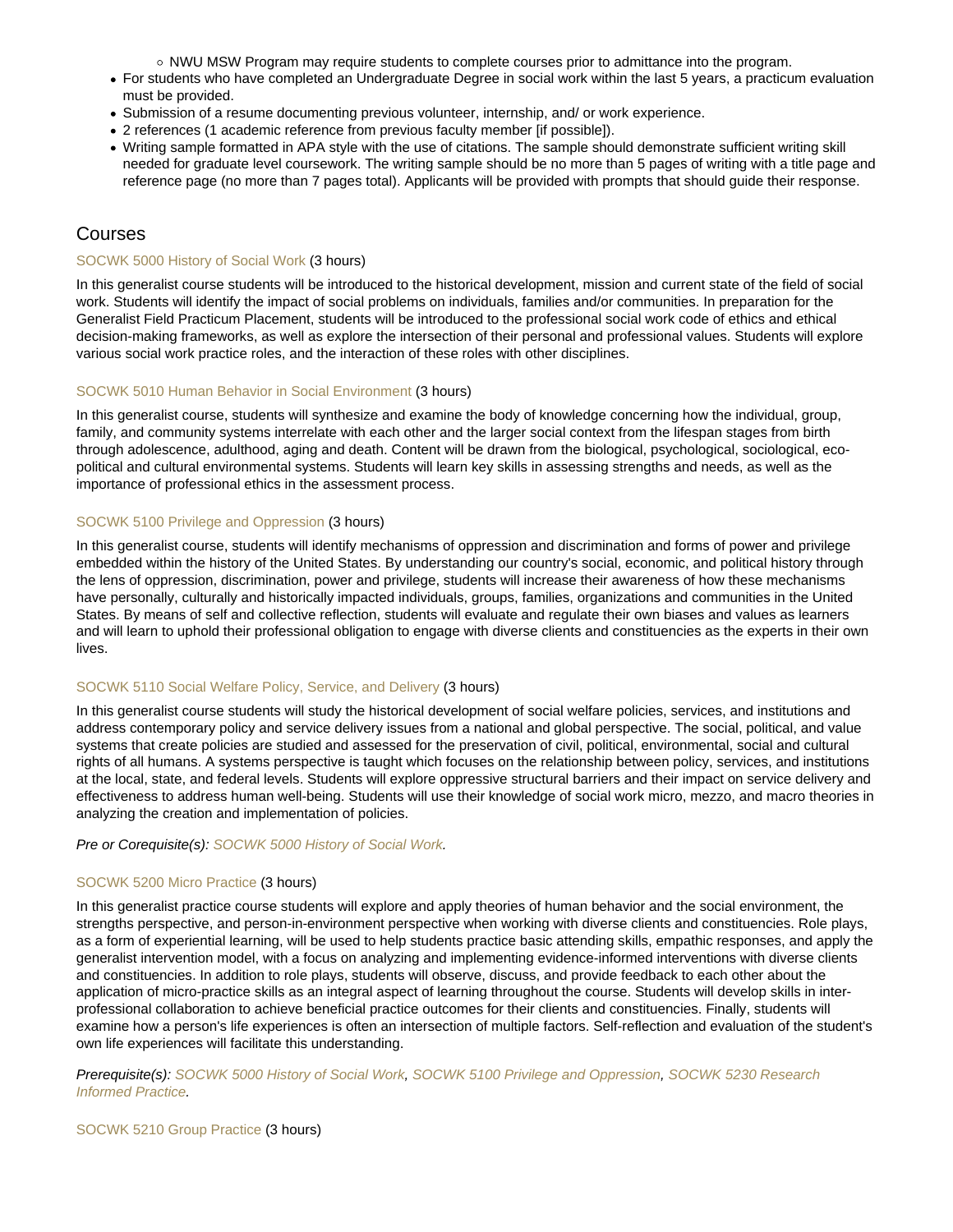- NWU MSW Program may require students to complete courses prior to admittance into the program.
- For students who have completed an Undergraduate Degree in social work within the last 5 years, a practicum evaluation must be provided.
- Submission of a resume documenting previous volunteer, internship, and/ or work experience.
- 2 references (1 academic reference from previous faculty member [if possible]).
- Writing sample formatted in APA style with the use of citations. The sample should demonstrate sufficient writing skill needed for graduate level coursework. The writing sample should be no more than 5 pages of writing with a title page and reference page (no more than 7 pages total). Applicants will be provided with prompts that should guide their response.

## Courses

SOCWK 5000 History of Social Work (3 hours)

In this generalist course students will be introduced to the historical development, mission and current state of the field of social work. Students will identify the impact of social problems on individuals, families and/or communities. In preparation for the Generalist Field Practicum Placement, students will be introduced to the professional social work code of ethics and ethical decision-making frameworks, as well as explore the intersection of their personal and professional values. Students will explore various social work practice roles, and the interaction of these roles with other disciplines.

SOCWK 5010 Human Behavior in Social Environment (3 hours)

In this generalist course, students will synthesize and examine the body of knowledge concerning how the individual, group, family, and community systems interrelate with each other and the larger social context from the lifespan stages from birth through adolescence, adulthood, aging and death. Content will be drawn from the biological, psychological, sociological, eco-political and cultural environmental systems. Students will learn key skills in assessing strengths and needs, as well as the importance of professional ethics in the assessment process.

SOCWK 5100 Privilege and Oppression (3 hours)

In this generalist course, students will identify mechanisms of oppression and discrimination and forms of power and privilege embedded within the history of the United States. By understanding our country's social, economic, and political history through the lens of oppression, discrimination, power and privilege, students will increase their awareness of how these mechanisms have personally, culturally and historically impacted individuals, groups, families, organizations and communities in the United States. By means of self and collective reflection, students will evaluate and regulate their own biases and values as learners and will learn to uphold their professional obligation to engage with diverse clients and constituencies as the experts in their own lives.

SOCWK 5110 Social Welfare Policy, Service, and Delivery (3 hours)

In this generalist course students will study the historical development of social welfare policies, services, and institutions and address contemporary policy and service delivery issues from a national and global perspective. The social, political, and value systems that create policies are studied and assessed for the preservation of civil, political, environmental, social and cultural rights of all humans. A systems perspective is taught which focuses on the relationship between policy, services, and institutions at the local, state, and federal levels. Students will explore oppressive structural barriers and their impact on service delivery and effectiveness to address human well-being. Students will use their knowledge of social work micro, mezzo, and macro theories in analyzing the creation and implementation of policies.

*Pre or Corequisite(s): SOCWK 5000 History of Social Work.*

SOCWK 5200 Micro Practice (3 hours)

In this generalist practice course students will explore and apply theories of human behavior and the social environment, the strengths perspective, and person-in-environment perspective when working with diverse clients and constituencies. Role plays, as a form of experiential learning, will be used to help students practice basic attending skills, empathic responses, and apply the generalist intervention model, with a focus on analyzing and implementing evidence-informed interventions with diverse clients and constituencies. In addition to role plays, students will observe, discuss, and provide feedback to each other about the application of micro-practice skills as an integral aspect of learning throughout the course. Students will develop skills in inter-professional collaboration to achieve beneficial practice outcomes for their clients and constituencies. Finally, students will examine how a person's life experiences is often an intersection of multiple factors. Self-reflection and evaluation of the student's own life experiences will facilitate this understanding.

*Prerequisite(s): SOCWK 5000 History of Social Work, SOCWK 5100 Privilege and Oppression, SOCWK 5230 Research Informed Practice.*

SOCWK 5210 Group Practice (3 hours)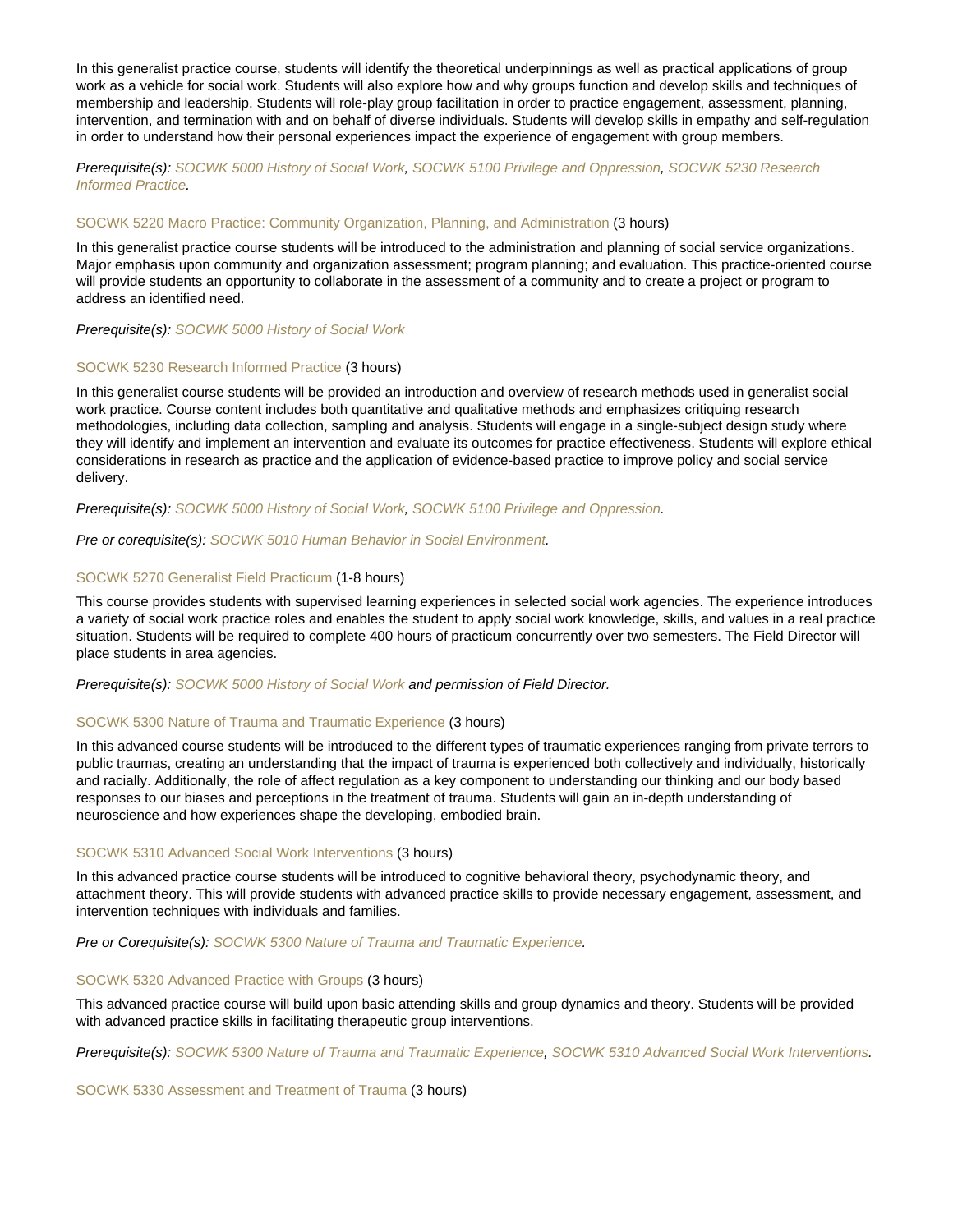In this generalist practice course, students will identify the theoretical underpinnings as well as practical applications of group work as a vehicle for social work. Students will also explore how and why groups function and develop skills and techniques of membership and leadership. Students will role-play group facilitation in order to practice engagement, assessment, planning, intervention, and termination with and on behalf of diverse individuals. Students will develop skills in empathy and self-regulation in order to understand how their personal experiences impact the experience of engagement with group members.

*Prerequisite(s): SOCWK 5000 History of Social Work, SOCWK 5100 Privilege and Oppression, SOCWK 5230 Research Informed Practice.*

SOCWK 5220 Macro Practice: Community Organization, Planning, and Administration (3 hours)

In this generalist practice course students will be introduced to the administration and planning of social service organizations. Major emphasis upon community and organization assessment; program planning; and evaluation. This practice-oriented course will provide students an opportunity to collaborate in the assessment of a community and to create a project or program to address an identified need.

*Prerequisite(s): SOCWK 5000 History of Social Work*

SOCWK 5230 Research Informed Practice (3 hours)

In this generalist course students will be provided an introduction and overview of research methods used in generalist social work practice. Course content includes both quantitative and qualitative methods and emphasizes critiquing research methodologies, including data collection, sampling and analysis. Students will engage in a single-subject design study where they will identify and implement an intervention and evaluate its outcomes for practice effectiveness. Students will explore ethical considerations in research as practice and the application of evidence-based practice to improve policy and social service delivery.

*Prerequisite(s): SOCWK 5000 History of Social Work, SOCWK 5100 Privilege and Oppression.*

*Pre or corequisite(s): SOCWK 5010 Human Behavior in Social Environment.*

SOCWK 5270 Generalist Field Practicum (1-8 hours)

This course provides students with supervised learning experiences in selected social work agencies. The experience introduces a variety of social work practice roles and enables the student to apply social work knowledge, skills, and values in a real practice situation. Students will be required to complete 400 hours of practicum concurrently over two semesters. The Field Director will place students in area agencies.

*Prerequisite(s): SOCWK 5000 History of Social Work and permission of Field Director.*

SOCWK 5300 Nature of Trauma and Traumatic Experience (3 hours)

In this advanced course students will be introduced to the different types of traumatic experiences ranging from private terrors to public traumas, creating an understanding that the impact of trauma is experienced both collectively and individually, historically and racially. Additionally, the role of affect regulation as a key component to understanding our thinking and our body based responses to our biases and perceptions in the treatment of trauma. Students will gain an in-depth understanding of neuroscience and how experiences shape the developing, embodied brain.

SOCWK 5310 Advanced Social Work Interventions (3 hours)

In this advanced practice course students will be introduced to cognitive behavioral theory, psychodynamic theory, and attachment theory. This will provide students with advanced practice skills to provide necessary engagement, assessment, and intervention techniques with individuals and families.

*Pre or Corequisite(s): SOCWK 5300 Nature of Trauma and Traumatic Experience.*

SOCWK 5320 Advanced Practice with Groups (3 hours)

This advanced practice course will build upon basic attending skills and group dynamics and theory. Students will be provided with advanced practice skills in facilitating therapeutic group interventions.

*Prerequisite(s): SOCWK 5300 Nature of Trauma and Traumatic Experience, SOCWK 5310 Advanced Social Work Interventions.*

SOCWK 5330 Assessment and Treatment of Trauma (3 hours)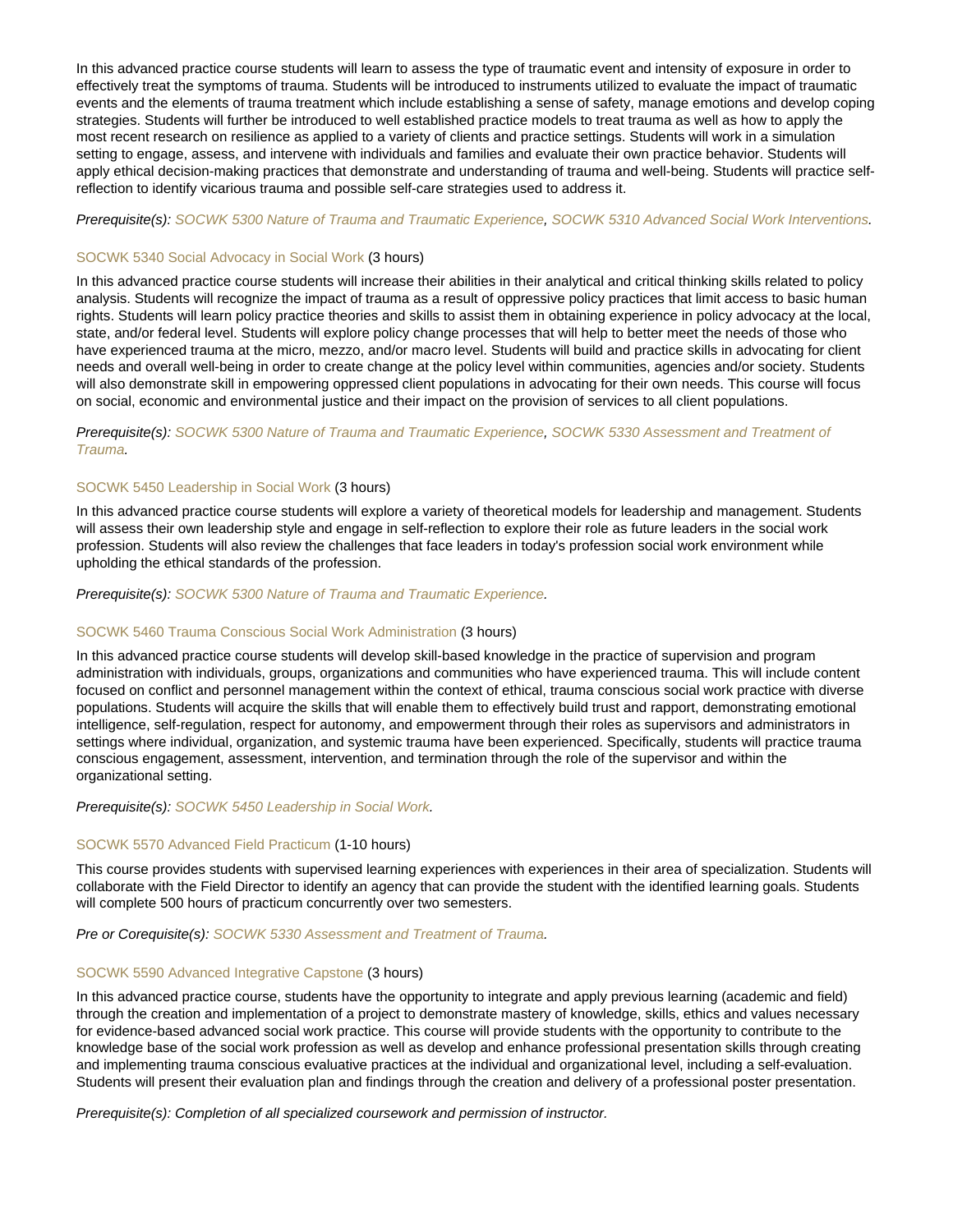In this advanced practice course students will learn to assess the type of traumatic event and intensity of exposure in order to effectively treat the symptoms of trauma. Students will be introduced to instruments utilized to evaluate the impact of traumatic events and the elements of trauma treatment which include establishing a sense of safety, manage emotions and develop coping strategies. Students will further be introduced to well established practice models to treat trauma as well as how to apply the most recent research on resilience as applied to a variety of clients and practice settings. Students will work in a simulation setting to engage, assess, and intervene with individuals and families and evaluate their own practice behavior. Students will apply ethical decision-making practices that demonstrate and understanding of trauma and well-being. Students will practice self-reflection to identify vicarious trauma and possible self-care strategies used to address it.

*Prerequisite(s): SOCWK 5300 Nature of Trauma and Traumatic Experience, SOCWK 5310 Advanced Social Work Interventions.*

SOCWK 5340 Social Advocacy in Social Work (3 hours)

In this advanced practice course students will increase their abilities in their analytical and critical thinking skills related to policy analysis. Students will recognize the impact of trauma as a result of oppressive policy practices that limit access to basic human rights. Students will learn policy practice theories and skills to assist them in obtaining experience in policy advocacy at the local, state, and/or federal level. Students will explore policy change processes that will help to better meet the needs of those who have experienced trauma at the micro, mezzo, and/or macro level. Students will build and practice skills in advocating for client needs and overall well-being in order to create change at the policy level within communities, agencies and/or society. Students will also demonstrate skill in empowering oppressed client populations in advocating for their own needs. This course will focus on social, economic and environmental justice and their impact on the provision of services to all client populations.

*Prerequisite(s): SOCWK 5300 Nature of Trauma and Traumatic Experience, SOCWK 5330 Assessment and Treatment of Trauma.*

SOCWK 5450 Leadership in Social Work (3 hours)

In this advanced practice course students will explore a variety of theoretical models for leadership and management. Students will assess their own leadership style and engage in self-reflection to explore their role as future leaders in the social work profession. Students will also review the challenges that face leaders in today's profession social work environment while upholding the ethical standards of the profession.

*Prerequisite(s): SOCWK 5300 Nature of Trauma and Traumatic Experience.*

SOCWK 5460 Trauma Conscious Social Work Administration (3 hours)

In this advanced practice course students will develop skill-based knowledge in the practice of supervision and program administration with individuals, groups, organizations and communities who have experienced trauma. This will include content focused on conflict and personnel management within the context of ethical, trauma conscious social work practice with diverse populations. Students will acquire the skills that will enable them to effectively build trust and rapport, demonstrating emotional intelligence, self-regulation, respect for autonomy, and empowerment through their roles as supervisors and administrators in settings where individual, organization, and systemic trauma have been experienced. Specifically, students will practice trauma conscious engagement, assessment, intervention, and termination through the role of the supervisor and within the organizational setting.

*Prerequisite(s): SOCWK 5450 Leadership in Social Work.*

SOCWK 5570 Advanced Field Practicum (1-10 hours)

This course provides students with supervised learning experiences with experiences in their area of specialization. Students will collaborate with the Field Director to identify an agency that can provide the student with the identified learning goals. Students will complete 500 hours of practicum concurrently over two semesters.

*Pre or Corequisite(s): SOCWK 5330 Assessment and Treatment of Trauma.*

SOCWK 5590 Advanced Integrative Capstone (3 hours)

In this advanced practice course, students have the opportunity to integrate and apply previous learning (academic and field) through the creation and implementation of a project to demonstrate mastery of knowledge, skills, ethics and values necessary for evidence-based advanced social work practice. This course will provide students with the opportunity to contribute to the knowledge base of the social work profession as well as develop and enhance professional presentation skills through creating and implementing trauma conscious evaluative practices at the individual and organizational level, including a self-evaluation. Students will present their evaluation plan and findings through the creation and delivery of a professional poster presentation.

*Prerequisite(s): Completion of all specialized coursework and permission of instructor.*